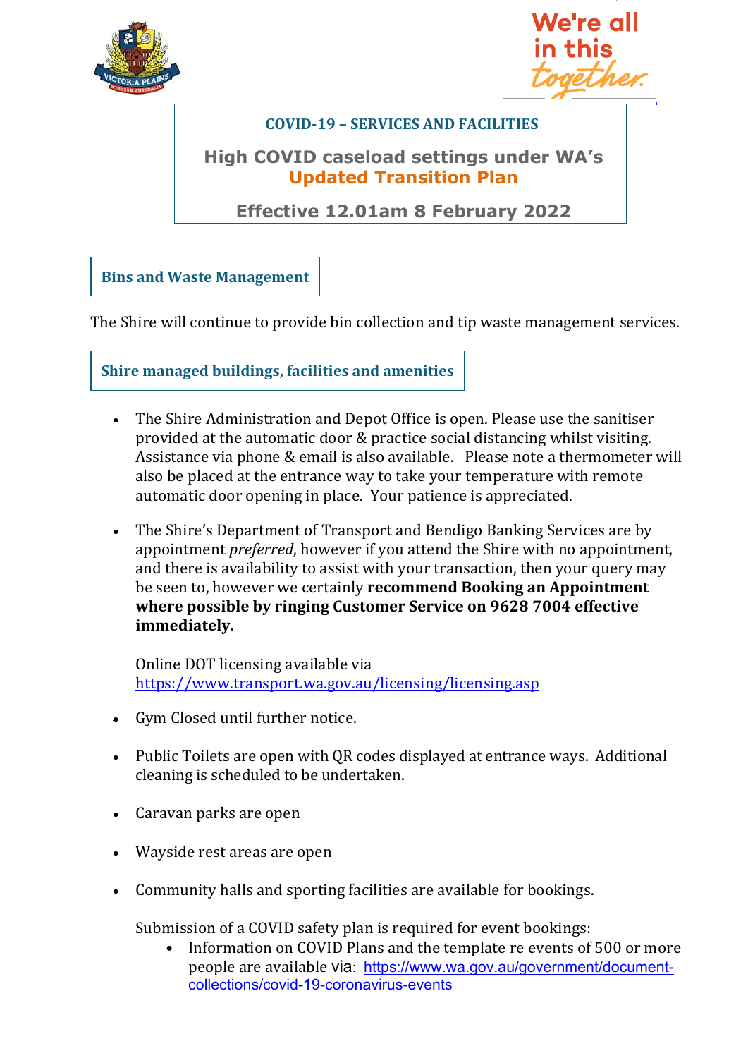We're all in this together

**COVID-19 – SERVICES AND FACILITIES**

## High COVID caseload settings under WA's Updated Transition Plan

**Effective 12.01am 8 February 2022**

### Bins and Waste Management

The Shire will continue to provide bin collection and tip waste management services.

### Shire managed buildings, facilities and amenities

- The Shire Administration and Depot Office is open. Please use the sanitiser provided at the automatic door & practice social distancing whilst visiting. Assistance via phone & email is also available. Please note a thermometer will also be placed at the entrance way to take your temperature with remote automatic door opening in place. Your patience is appreciated.

- The Shire's Department of Transport and Bendigo Banking Services are by appointment *preferred*, however if you attend the Shire with no appointment, and there is availability to assist with your transaction, then your query may be seen to, however we certainly **recommend Booking an Appointment where possible by ringing Customer Service on 9628 7004 effective immediately.**

  Online DOT licensing available via https://www.transport.wa.gov.au/licensing/licensing.asp

- Gym Closed until further notice.

- Public Toilets are open with QR codes displayed at entrance ways. Additional cleaning is scheduled to be undertaken.

- Caravan parks are open

- Wayside rest areas are open

- Community halls and sporting facilities are available for bookings.

  Submission of a COVID safety plan is required for event bookings:
  - Information on COVID Plans and the template re events of 500 or more people are available via: https://www.wa.gov.au/government/document-collections/covid-19-coronavirus-events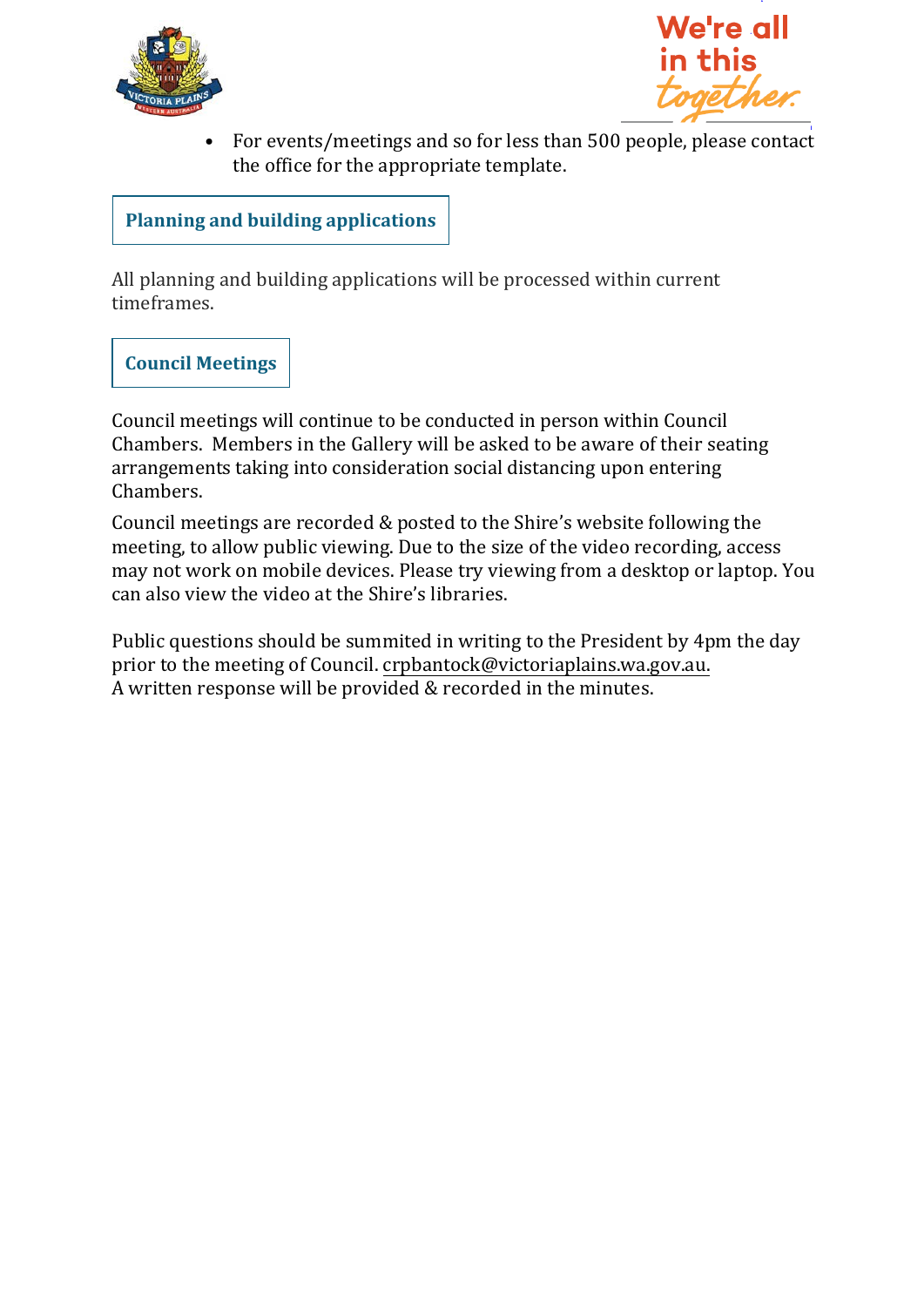- For events/meetings and so for less than 500 people, please contact the office for the appropriate template.

## Planning and building applications

All planning and building applications will be processed within current timeframes.

## Council Meetings

Council meetings will continue to be conducted in person within Council Chambers. Members in the Gallery will be asked to be aware of their seating arrangements taking into consideration social distancing upon entering Chambers.

Council meetings are recorded & posted to the Shire's website following the meeting, to allow public viewing. Due to the size of the video recording, access may not work on mobile devices. Please try viewing from a desktop or laptop. You can also view the video at the Shire's libraries.

Public questions should be summited in writing to the President by 4pm the day prior to the meeting of Council. crpbantock@victoriaplains.wa.gov.au.
A written response will be provided & recorded in the minutes.